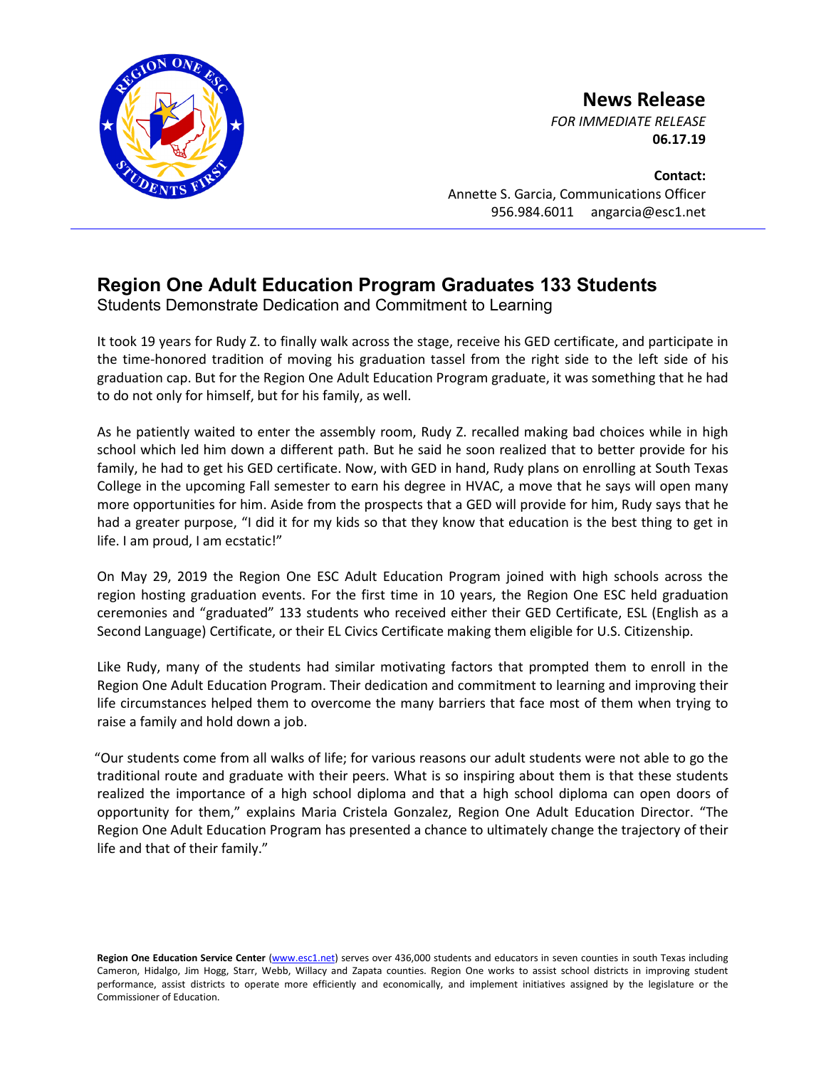**News Release**

*FOR IMMEDIATE RELEASE*

**06.17.19**

**Contact:**

Annette S. Garcia, Communications Officer

956.984.6011 angarcia@esc1.net

# Region One Adult Education Program Graduates 133 Students

Students Demonstrate Dedication and Commitment to Learning

It took 19 years for Rudy Z. to finally walk across the stage, receive his GED certificate, and participate in the time-honored tradition of moving his graduation tassel from the right side to the left side of his graduation cap. But for the Region One Adult Education Program graduate, it was something that he had to do not only for himself, but for his family, as well.

As he patiently waited to enter the assembly room, Rudy Z. recalled making bad choices while in high school which led him down a different path. But he said he soon realized that to better provide for his family, he had to get his GED certificate. Now, with GED in hand, Rudy plans on enrolling at South Texas College in the upcoming Fall semester to earn his degree in HVAC, a move that he says will open many more opportunities for him. Aside from the prospects that a GED will provide for him, Rudy says that he had a greater purpose, "I did it for my kids so that they know that education is the best thing to get in life. I am proud, I am ecstatic!"

On May 29, 2019 the Region One ESC Adult Education Program joined with high schools across the region hosting graduation events. For the first time in 10 years, the Region One ESC held graduation ceremonies and "graduated" 133 students who received either their GED Certificate, ESL (English as a Second Language) Certificate, or their EL Civics Certificate making them eligible for U.S. Citizenship.

Like Rudy, many of the students had similar motivating factors that prompted them to enroll in the Region One Adult Education Program. Their dedication and commitment to learning and improving their life circumstances helped them to overcome the many barriers that face most of them when trying to raise a family and hold down a job.

"Our students come from all walks of life; for various reasons our adult students were not able to go the traditional route and graduate with their peers. What is so inspiring about them is that these students realized the importance of a high school diploma and that a high school diploma can open doors of opportunity for them," explains Maria Cristela Gonzalez, Region One Adult Education Director. "The Region One Adult Education Program has presented a chance to ultimately change the trajectory of their life and that of their family."

**Region One Education Service Center** (www.esc1.net) serves over 436,000 students and educators in seven counties in south Texas including Cameron, Hidalgo, Jim Hogg, Starr, Webb, Willacy and Zapata counties. Region One works to assist school districts in improving student performance, assist districts to operate more efficiently and economically, and implement initiatives assigned by the legislature or the Commissioner of Education.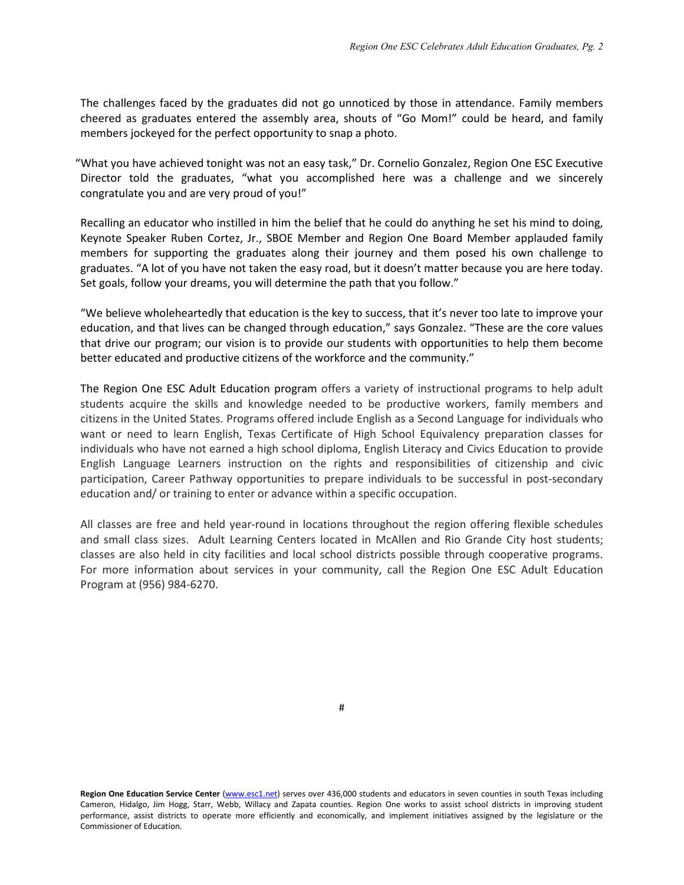The challenges faced by the graduates did not go unnoticed by those in attendance. Family members cheered as graduates entered the assembly area, shouts of "Go Mom!" could be heard, and family members jockeyed for the perfect opportunity to snap a photo.

"What you have achieved tonight was not an easy task," Dr. Cornelio Gonzalez, Region One ESC Executive Director told the graduates, "what you accomplished here was a challenge and we sincerely congratulate you and are very proud of you!"

Recalling an educator who instilled in him the belief that he could do anything he set his mind to doing, Keynote Speaker Ruben Cortez, Jr., SBOE Member and Region One Board Member applauded family members for supporting the graduates along their journey and them posed his own challenge to graduates. "A lot of you have not taken the easy road, but it doesn't matter because you are here today. Set goals, follow your dreams, you will determine the path that you follow."

"We believe wholeheartedly that education is the key to success, that it's never too late to improve your education, and that lives can be changed through education," says Gonzalez. "These are the core values that drive our program; our vision is to provide our students with opportunities to help them become better educated and productive citizens of the workforce and the community."

The Region One ESC Adult Education program offers a variety of instructional programs to help adult students acquire the skills and knowledge needed to be productive workers, family members and citizens in the United States. Programs offered include English as a Second Language for individuals who want or need to learn English, Texas Certificate of High School Equivalency preparation classes for individuals who have not earned a high school diploma, English Literacy and Civics Education to provide English Language Learners instruction on the rights and responsibilities of citizenship and civic participation, Career Pathway opportunities to prepare individuals to be successful in post-secondary education and/ or training to enter or advance within a specific occupation.

All classes are free and held year-round in locations throughout the region offering flexible schedules and small class sizes. Adult Learning Centers located in McAllen and Rio Grande City host students; classes are also held in city facilities and local school districts possible through cooperative programs. For more information about services in your community, call the Region One ESC Adult Education Program at (956) 984-6270.

#

**Region One Education Service Center** (www.esc1.net) serves over 436,000 students and educators in seven counties in south Texas including Cameron, Hidalgo, Jim Hogg, Starr, Webb, Willacy and Zapata counties. Region One works to assist school districts in improving student performance, assist districts to operate more efficiently and economically, and implement initiatives assigned by the legislature or the Commissioner of Education.